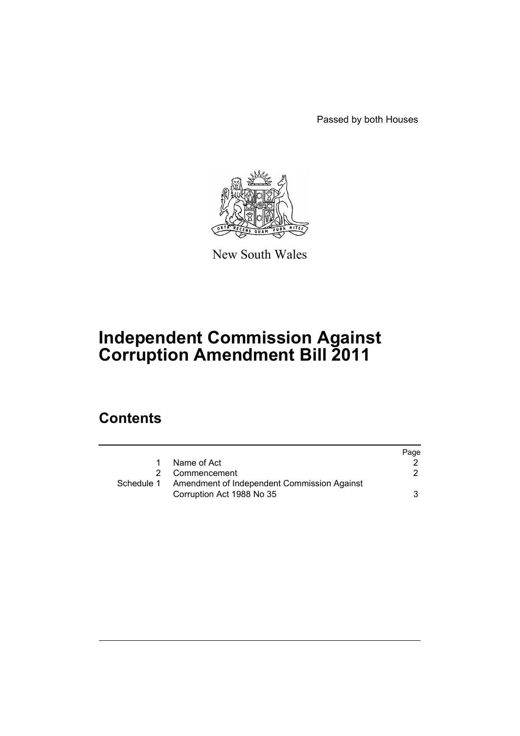Passed by both Houses

New South Wales

# Independent Commission Against Corruption Amendment Bill 2011

## Contents

| | | Page |
|---|---|---|
| 1 | Name of Act | 2 |
| 2 | Commencement | 2 |
| Schedule 1 | Amendment of Independent Commission Against Corruption Act 1988 No 35 | 3 |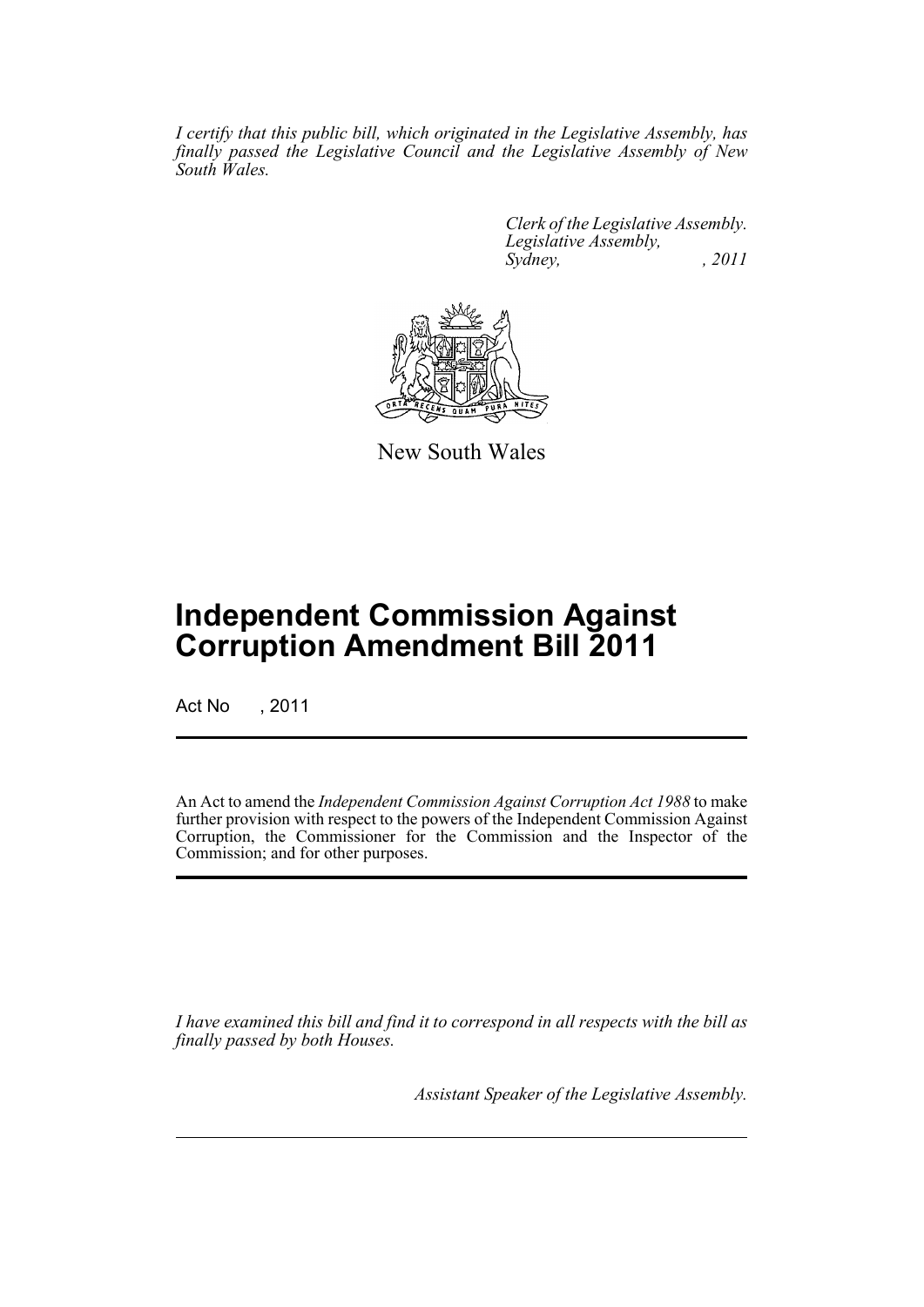*I certify that this public bill, which originated in the Legislative Assembly, has finally passed the Legislative Council and the Legislative Assembly of New South Wales.*

*Clerk of the Legislative Assembly.*
*Legislative Assembly,*
*Sydney, , 2011*

New South Wales

# Independent Commission Against Corruption Amendment Bill 2011

Act No , 2011

An Act to amend the *Independent Commission Against Corruption Act 1988* to make further provision with respect to the powers of the Independent Commission Against Corruption, the Commissioner for the Commission and the Inspector of the Commission; and for other purposes.

*I have examined this bill and find it to correspond in all respects with the bill as finally passed by both Houses.*

*Assistant Speaker of the Legislative Assembly.*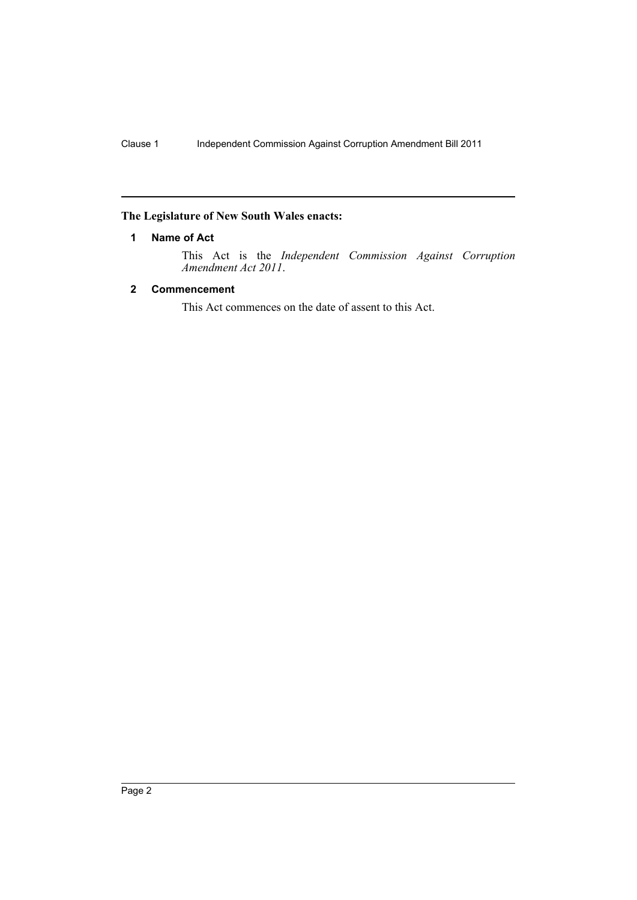**The Legislature of New South Wales enacts:**

### 1 Name of Act

This Act is the *Independent Commission Against Corruption Amendment Act 2011*.

### 2 Commencement

This Act commences on the date of assent to this Act.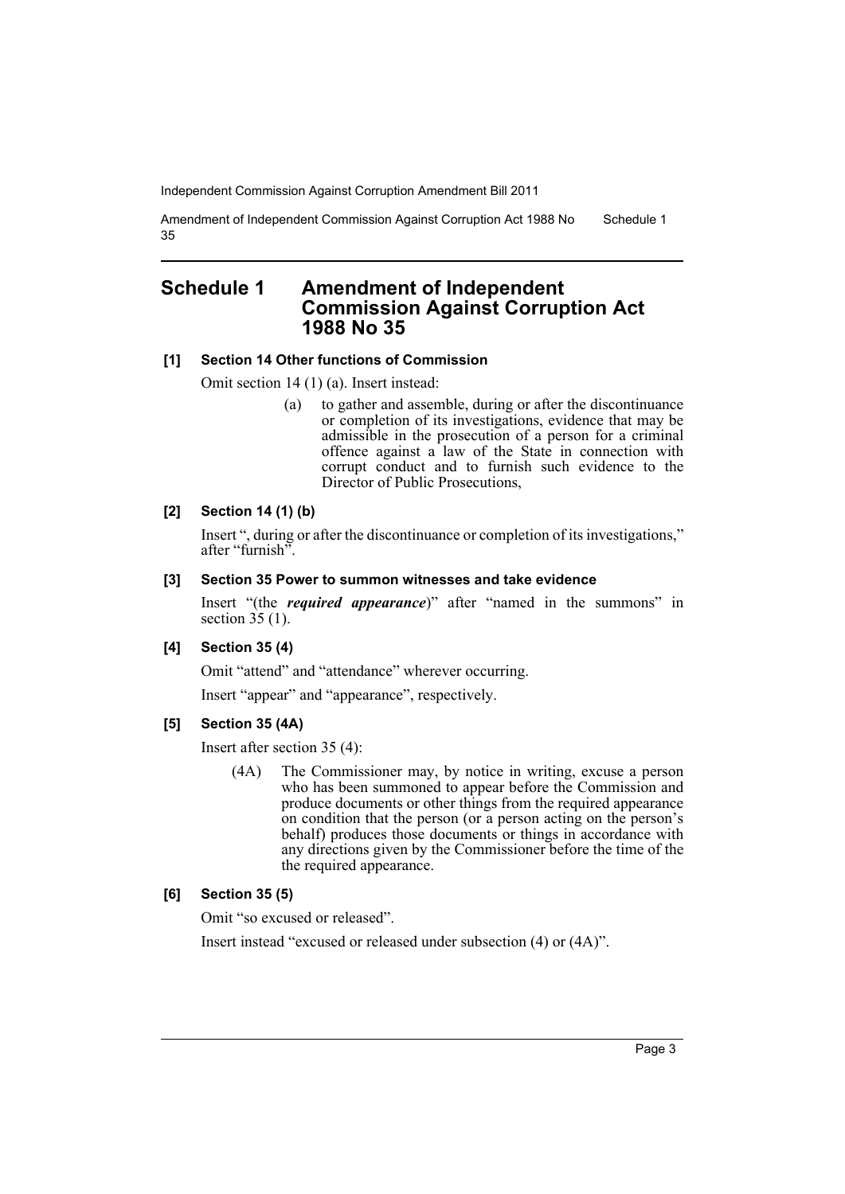# Schedule 1 Amendment of Independent Commission Against Corruption Act 1988 No 35

**[1] Section 14 Other functions of Commission**

Omit section 14 (1) (a). Insert instead:

> (a) to gather and assemble, during or after the discontinuance or completion of its investigations, evidence that may be admissible in the prosecution of a person for a criminal offence against a law of the State in connection with corrupt conduct and to furnish such evidence to the Director of Public Prosecutions,

**[2] Section 14 (1) (b)**

Insert ", during or after the discontinuance or completion of its investigations," after "furnish".

**[3] Section 35 Power to summon witnesses and take evidence**

Insert "(the ***required appearance***)" after "named in the summons" in section 35 (1).

**[4] Section 35 (4)**

Omit "attend" and "attendance" wherever occurring.

Insert "appear" and "appearance", respectively.

**[5] Section 35 (4A)**

Insert after section 35 (4):

> (4A) The Commissioner may, by notice in writing, excuse a person who has been summoned to appear before the Commission and produce documents or other things from the required appearance on condition that the person (or a person acting on the person's behalf) produces those documents or things in accordance with any directions given by the Commissioner before the time of the the required appearance.

**[6] Section 35 (5)**

Omit "so excused or released".

Insert instead "excused or released under subsection (4) or (4A)".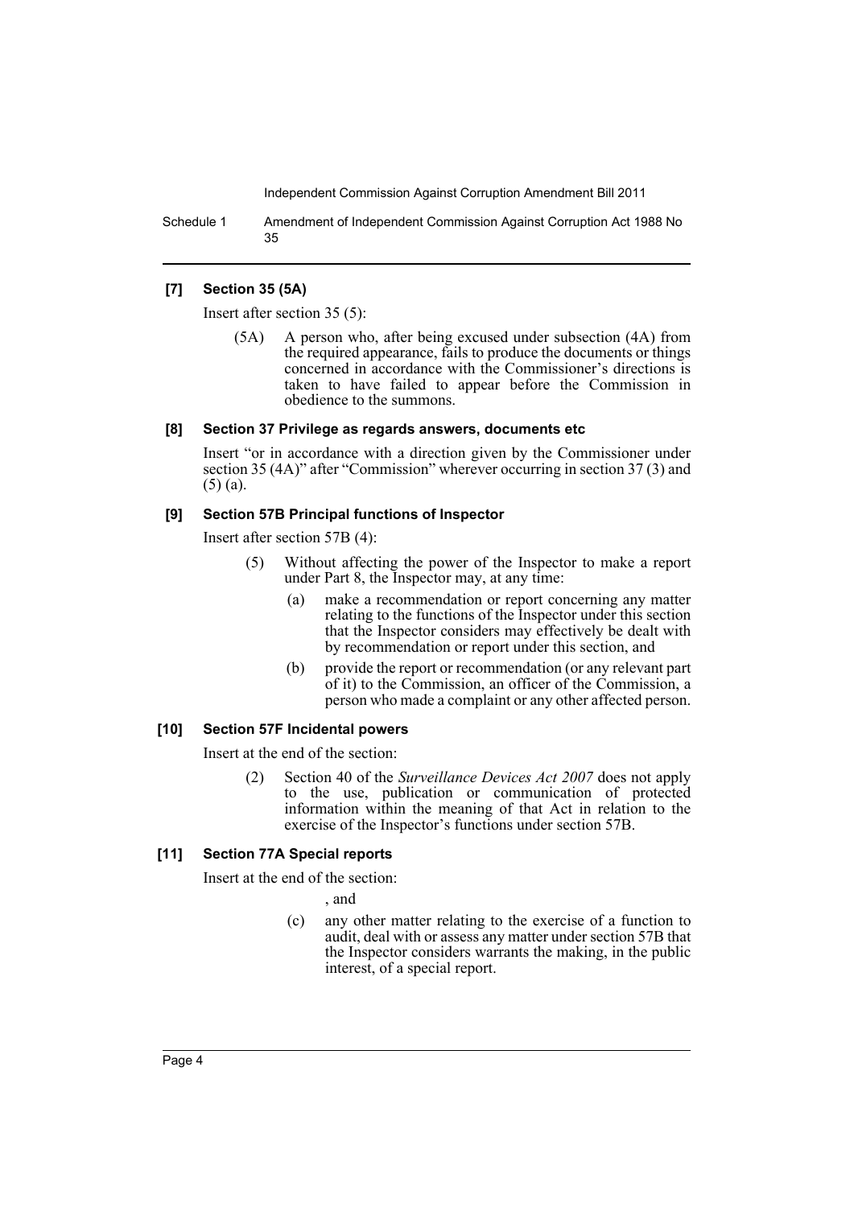### [7] Section 35 (5A)

Insert after section 35 (5):

> (5A) A person who, after being excused under subsection (4A) from the required appearance, fails to produce the documents or things concerned in accordance with the Commissioner's directions is taken to have failed to appear before the Commission in obedience to the summons.

### [8] Section 37 Privilege as regards answers, documents etc

Insert "or in accordance with a direction given by the Commissioner under section 35 (4A)" after "Commission" wherever occurring in section 37 (3) and (5) (a).

### [9] Section 57B Principal functions of Inspector

Insert after section 57B (4):

> (5) Without affecting the power of the Inspector to make a report under Part 8, the Inspector may, at any time:
>
> (a) make a recommendation or report concerning any matter relating to the functions of the Inspector under this section that the Inspector considers may effectively be dealt with by recommendation or report under this section, and
>
> (b) provide the report or recommendation (or any relevant part of it) to the Commission, an officer of the Commission, a person who made a complaint or any other affected person.

### [10] Section 57F Incidental powers

Insert at the end of the section:

> (2) Section 40 of the *Surveillance Devices Act 2007* does not apply to the use, publication or communication of protected information within the meaning of that Act in relation to the exercise of the Inspector's functions under section 57B.

### [11] Section 77A Special reports

Insert at the end of the section:

> , and
>
> (c) any other matter relating to the exercise of a function to audit, deal with or assess any matter under section 57B that the Inspector considers warrants the making, in the public interest, of a special report.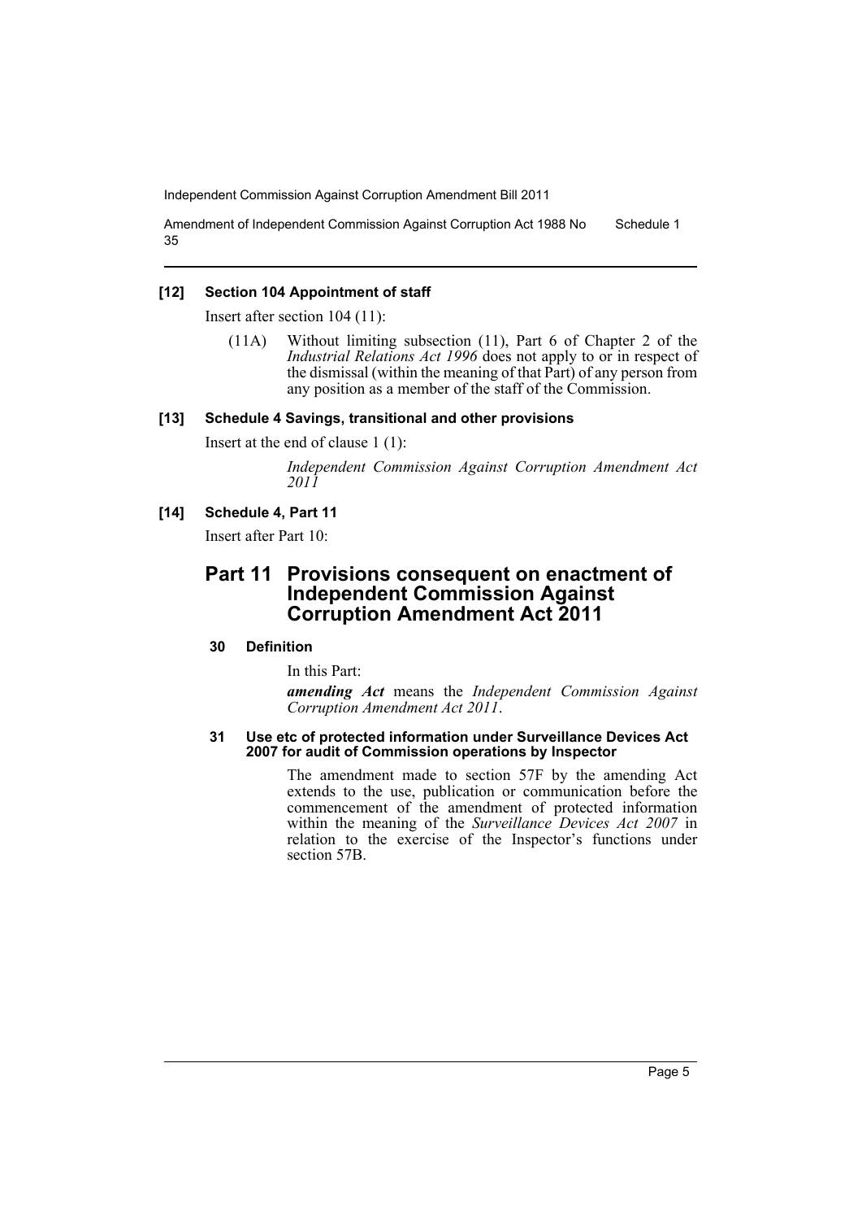### [12] Section 104 Appointment of staff

Insert after section 104 (11):

(11A) Without limiting subsection (11), Part 6 of Chapter 2 of the *Industrial Relations Act 1996* does not apply to or in respect of the dismissal (within the meaning of that Part) of any person from any position as a member of the staff of the Commission.

### [13] Schedule 4 Savings, transitional and other provisions

Insert at the end of clause 1 (1):

*Independent Commission Against Corruption Amendment Act 2011*

### [14] Schedule 4, Part 11

Insert after Part 10:

## Part 11 Provisions consequent on enactment of Independent Commission Against Corruption Amendment Act 2011

#### 30 Definition

In this Part:

***amending Act*** means the *Independent Commission Against Corruption Amendment Act 2011*.

#### 31 Use etc of protected information under Surveillance Devices Act 2007 for audit of Commission operations by Inspector

The amendment made to section 57F by the amending Act extends to the use, publication or communication before the commencement of the amendment of protected information within the meaning of the *Surveillance Devices Act 2007* in relation to the exercise of the Inspector's functions under section 57B.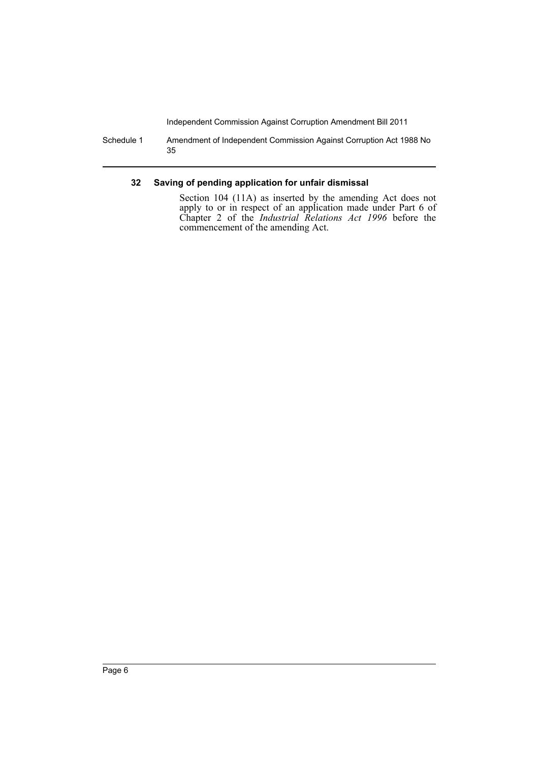### 32 Saving of pending application for unfair dismissal

Section 104 (11A) as inserted by the amending Act does not apply to or in respect of an application made under Part 6 of Chapter 2 of the *Industrial Relations Act 1996* before the commencement of the amending Act.